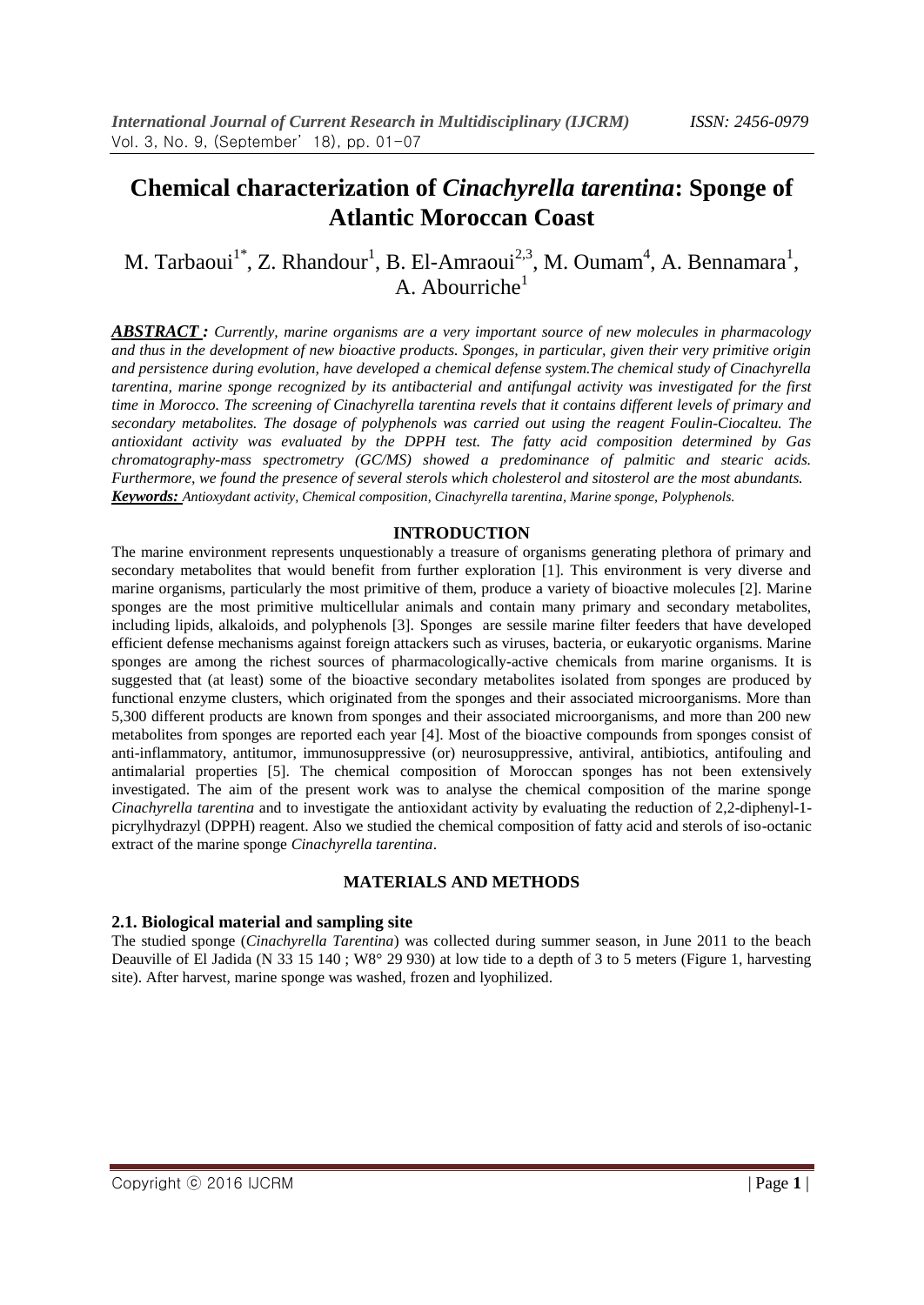# Chemical characterization of *Cinachyrella tarentina*: Sponge of Atlantic Moroccan Coast

M. Tarbaoui[1*], Z. Rhandour[1], B. El-Amraoui[2,3], M. Oumam[4], A. Bennamara[1], A. Abourriche[1]

***ABSTRACT :*** *Currently, marine organisms are a very important source of new molecules in pharmacology and thus in the development of new bioactive products. Sponges, in particular, given their very primitive origin and persistence during evolution, have developed a chemical defense system.The chemical study of Cinachyrella tarentina, marine sponge recognized by its antibacterial and antifungal activity was investigated for the first time in Morocco. The screening of Cinachyrella tarentina revels that it contains different levels of primary and secondary metabolites. The dosage of polyphenols was carried out using the reagent Foulin-Ciocalteu. The antioxidant activity was evaluated by the DPPH test. The fatty acid composition determined by Gas chromatography-mass spectrometry (GC/MS) showed a predominance of palmitic and stearic acids. Furthermore, we found the presence of several sterols which cholesterol and sitosterol are the most abundants.*

***Keywords:*** *Antioxydant activity, Chemical composition, Cinachyrella tarentina, Marine sponge, Polyphenols.*

## INTRODUCTION

The marine environment represents unquestionably a treasure of organisms generating plethora of primary and secondary metabolites that would benefit from further exploration [1]. This environment is very diverse and marine organisms, particularly the most primitive of them, produce a variety of bioactive molecules [2]. Marine sponges are the most primitive multicellular animals and contain many primary and secondary metabolites, including lipids, alkaloids, and polyphenols [3]. Sponges are sessile marine filter feeders that have developed efficient defense mechanisms against foreign attackers such as viruses, bacteria, or eukaryotic organisms. Marine sponges are among the richest sources of pharmacologically-active chemicals from marine organisms. It is suggested that (at least) some of the bioactive secondary metabolites isolated from sponges are produced by functional enzyme clusters, which originated from the sponges and their associated microorganisms. More than 5,300 different products are known from sponges and their associated microorganisms, and more than 200 new metabolites from sponges are reported each year [4]. Most of the bioactive compounds from sponges consist of anti-inflammatory, antitumor, immunosuppressive (or) neurosuppressive, antiviral, antibiotics, antifouling and antimalarial properties [5]. The chemical composition of Moroccan sponges has not been extensively investigated. The aim of the present work was to analyse the chemical composition of the marine sponge *Cinachyrella tarentina* and to investigate the antioxidant activity by evaluating the reduction of 2,2-diphenyl-1-picrylhydrazyl (DPPH) reagent. Also we studied the chemical composition of fatty acid and sterols of iso-octanic extract of the marine sponge *Cinachyrella tarentina*.

## MATERIALS AND METHODS

### 2.1. Biological material and sampling site

The studied sponge (*Cinachyrella Tarentina*) was collected during summer season, in June 2011 to the beach Deauville of El Jadida (N 33 15 140 ; W8° 29 930) at low tide to a depth of 3 to 5 meters (Figure 1, harvesting site). After harvest, marine sponge was washed, frozen and lyophilized.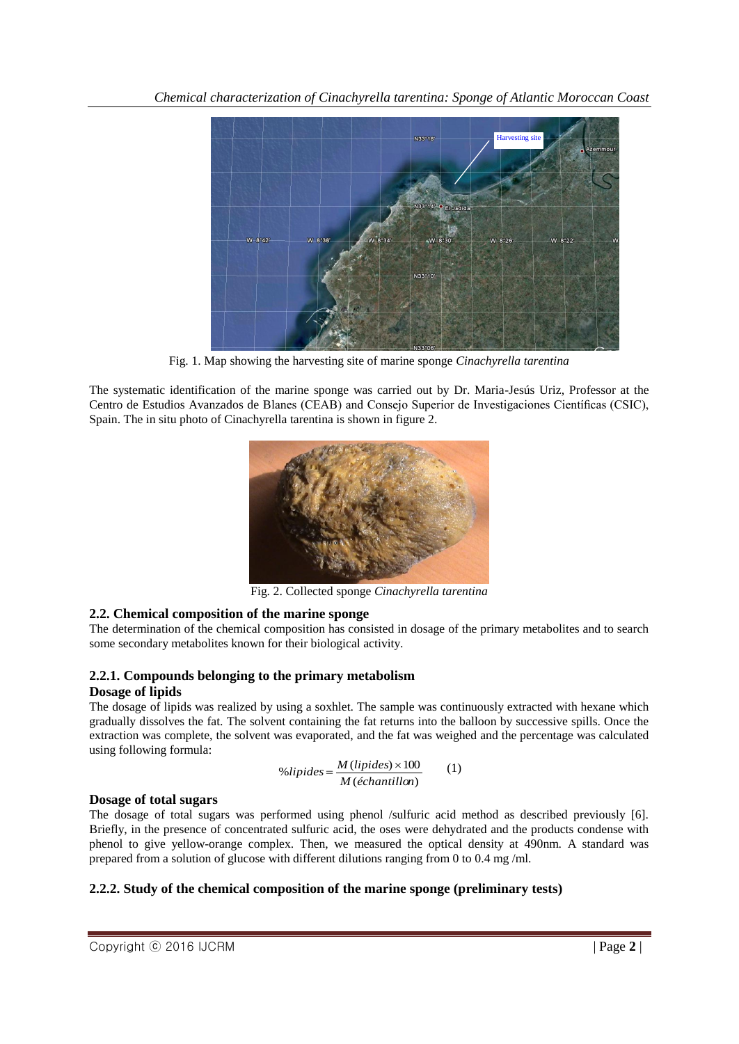Fig. 1. Map showing the harvesting site of marine sponge *Cinachyrella tarentina*

The systematic identification of the marine sponge was carried out by Dr. Maria-Jesús Uriz, Professor at the Centro de Estudios Avanzados de Blanes (CEAB) and Consejo Superior de Investigaciones Científicas (CSIC), Spain. The in situ photo of Cinachyrella tarentina is shown in figure 2.

Fig. 2. Collected sponge *Cinachyrella tarentina*

### 2.2. Chemical composition of the marine sponge

The determination of the chemical composition has consisted in dosage of the primary metabolites and to search some secondary metabolites known for their biological activity.

#### 2.2.1. Compounds belonging to the primary metabolism

**Dosage of lipids**

The dosage of lipids was realized by using a soxhlet. The sample was continuously extracted with hexane which gradually dissolves the fat. The solvent containing the fat returns into the balloon by successive spills. Once the extraction was complete, the solvent was evaporated, and the fat was weighed and the percentage was calculated using following formula:

$$\%lipides = \frac{M(lipides) \times 100}{M(échantillon)} \qquad (1)$$

**Dosage of total sugars**

The dosage of total sugars was performed using phenol /sulfuric acid method as described previously [6]. Briefly, in the presence of concentrated sulfuric acid, the oses were dehydrated and the products condense with phenol to give yellow-orange complex. Then, we measured the optical density at 490nm. A standard was prepared from a solution of glucose with different dilutions ranging from 0 to 0.4 mg /ml.

#### 2.2.2. Study of the chemical composition of the marine sponge (preliminary tests)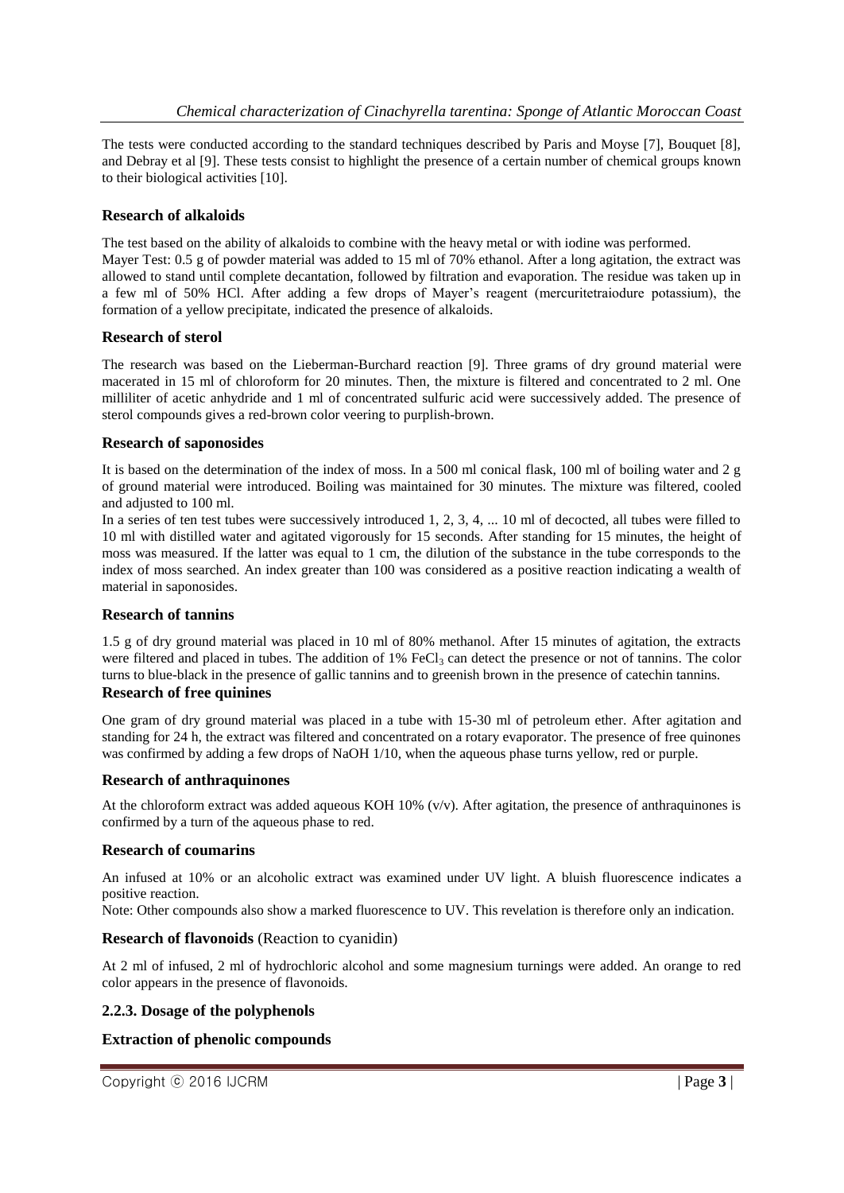The tests were conducted according to the standard techniques described by Paris and Moyse [7], Bouquet [8], and Debray et al [9]. These tests consist to highlight the presence of a certain number of chemical groups known to their biological activities [10].

### Research of alkaloids

The test based on the ability of alkaloids to combine with the heavy metal or with iodine was performed.
Mayer Test: 0.5 g of powder material was added to 15 ml of 70% ethanol. After a long agitation, the extract was allowed to stand until complete decantation, followed by filtration and evaporation. The residue was taken up in a few ml of 50% HCl. After adding a few drops of Mayer's reagent (mercuritetraiodure potassium), the formation of a yellow precipitate, indicated the presence of alkaloids.

### Research of sterol

The research was based on the Lieberman-Burchard reaction [9]. Three grams of dry ground material were macerated in 15 ml of chloroform for 20 minutes. Then, the mixture is filtered and concentrated to 2 ml. One milliliter of acetic anhydride and 1 ml of concentrated sulfuric acid were successively added. The presence of sterol compounds gives a red-brown color veering to purplish-brown.

### Research of saponosides

It is based on the determination of the index of moss. In a 500 ml conical flask, 100 ml of boiling water and 2 g of ground material were introduced. Boiling was maintained for 30 minutes. The mixture was filtered, cooled and adjusted to 100 ml.

In a series of ten test tubes were successively introduced 1, 2, 3, 4, ... 10 ml of decocted, all tubes were filled to 10 ml with distilled water and agitated vigorously for 15 seconds. After standing for 15 minutes, the height of moss was measured. If the latter was equal to 1 cm, the dilution of the substance in the tube corresponds to the index of moss searched. An index greater than 100 was considered as a positive reaction indicating a wealth of material in saponosides.

### Research of tannins

1.5 g of dry ground material was placed in 10 ml of 80% methanol. After 15 minutes of agitation, the extracts were filtered and placed in tubes. The addition of 1% $FeCl_3$ can detect the presence or not of tannins. The color turns to blue-black in the presence of gallic tannins and to greenish brown in the presence of catechin tannins.

### Research of free quinines

One gram of dry ground material was placed in a tube with 15-30 ml of petroleum ether. After agitation and standing for 24 h, the extract was filtered and concentrated on a rotary evaporator. The presence of free quinones was confirmed by adding a few drops of NaOH 1/10, when the aqueous phase turns yellow, red or purple.

### Research of anthraquinones

At the chloroform extract was added aqueous KOH 10% (v/v). After agitation, the presence of anthraquinones is confirmed by a turn of the aqueous phase to red.

### Research of coumarins

An infused at 10% or an alcoholic extract was examined under UV light. A bluish fluorescence indicates a positive reaction.

Note: Other compounds also show a marked fluorescence to UV. This revelation is therefore only an indication.

### Research of flavonoids (Reaction to cyanidin)

At 2 ml of infused, 2 ml of hydrochloric alcohol and some magnesium turnings were added. An orange to red color appears in the presence of flavonoids.

### 2.2.3. Dosage of the polyphenols

### Extraction of phenolic compounds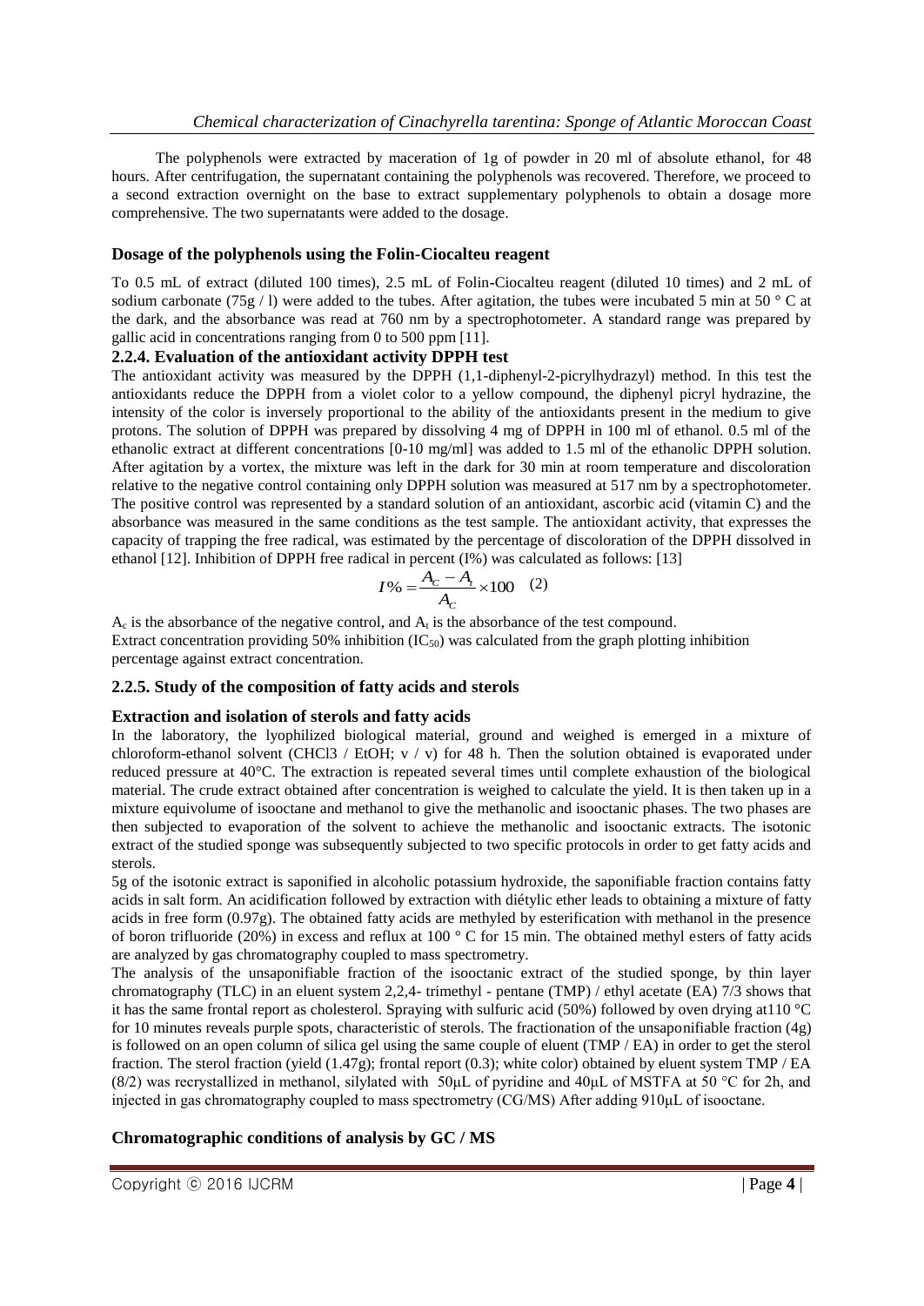The polyphenols were extracted by maceration of 1g of powder in 20 ml of absolute ethanol, for 48 hours. After centrifugation, the supernatant containing the polyphenols was recovered. Therefore, we proceed to a second extraction overnight on the base to extract supplementary polyphenols to obtain a dosage more comprehensive. The two supernatants were added to the dosage.

### Dosage of the polyphenols using the Folin-Ciocalteu reagent

To 0.5 mL of extract (diluted 100 times), 2.5 mL of Folin-Ciocalteu reagent (diluted 10 times) and 2 mL of sodium carbonate (75g / l) were added to the tubes. After agitation, the tubes were incubated 5 min at 50 ° C at the dark, and the absorbance was read at 760 nm by a spectrophotometer. A standard range was prepared by gallic acid in concentrations ranging from 0 to 500 ppm [11].

### 2.2.4. Evaluation of the antioxidant activity DPPH test

The antioxidant activity was measured by the DPPH (1,1-diphenyl-2-picrylhydrazyl) method. In this test the antioxidants reduce the DPPH from a violet color to a yellow compound, the diphenyl picryl hydrazine, the intensity of the color is inversely proportional to the ability of the antioxidants present in the medium to give protons. The solution of DPPH was prepared by dissolving 4 mg of DPPH in 100 ml of ethanol. 0.5 ml of the ethanolic extract at different concentrations [0-10 mg/ml] was added to 1.5 ml of the ethanolic DPPH solution. After agitation by a vortex, the mixture was left in the dark for 30 min at room temperature and discoloration relative to the negative control containing only DPPH solution was measured at 517 nm by a spectrophotometer. The positive control was represented by a standard solution of an antioxidant, ascorbic acid (vitamin C) and the absorbance was measured in the same conditions as the test sample. The antioxidant activity, that expresses the capacity of trapping the free radical, was estimated by the percentage of discoloration of the DPPH dissolved in ethanol [12]. Inhibition of DPPH free radical in percent (I%) was calculated as follows: [13]

$$I\% = \frac{A_C - A_t}{A_C} \times 100 \quad (2)$$

$A_c$ is the absorbance of the negative control, and $A_t$ is the absorbance of the test compound.
Extract concentration providing 50% inhibition ($IC_{50}$) was calculated from the graph plotting inhibition percentage against extract concentration.

### 2.2.5. Study of the composition of fatty acids and sterols

### Extraction and isolation of sterols and fatty acids

In the laboratory, the lyophilized biological material, ground and weighed is emerged in a mixture of chloroform-ethanol solvent ($CHCl_3$ / EtOH; v / v) for 48 h. Then the solution obtained is evaporated under reduced pressure at 40°C. The extraction is repeated several times until complete exhaustion of the biological material. The crude extract obtained after concentration is weighed to calculate the yield. It is then taken up in a mixture equivolume of isooctane and methanol to give the methanolic and isooctanic phases. The two phases are then subjected to evaporation of the solvent to achieve the methanolic and isooctanic extracts. The isotonic extract of the studied sponge was subsequently subjected to two specific protocols in order to get fatty acids and sterols.

5g of the isotonic extract is saponified in alcoholic potassium hydroxide, the saponifiable fraction contains fatty acids in salt form. An acidification followed by extraction with diétylic ether leads to obtaining a mixture of fatty acids in free form (0.97g). The obtained fatty acids are methyled by esterification with methanol in the presence of boron trifluoride (20%) in excess and reflux at 100 ° C for 15 min. The obtained methyl esters of fatty acids are analyzed by gas chromatography coupled to mass spectrometry.

The analysis of the unsaponifiable fraction of the isooctanic extract of the studied sponge, by thin layer chromatography (TLC) in an eluent system 2,2,4- trimethyl - pentane (TMP) / ethyl acetate (EA) 7/3 shows that it has the same frontal report as cholesterol. Spraying with sulfuric acid (50%) followed by oven drying at110 °C for 10 minutes reveals purple spots, characteristic of sterols. The fractionation of the unsaponifiable fraction (4g) is followed on an open column of silica gel using the same couple of eluent (TMP / EA) in order to get the sterol fraction. The sterol fraction (yield (1.47g); frontal report (0.3); white color) obtained by eluent system TMP / EA (8/2) was recrystallized in methanol, silylated with 50μL of pyridine and 40μL of MSTFA at 50 °C for 2h, and injected in gas chromatography coupled to mass spectrometry (CG/MS) After adding 910μL of isooctane.

### Chromatographic conditions of analysis by GC / MS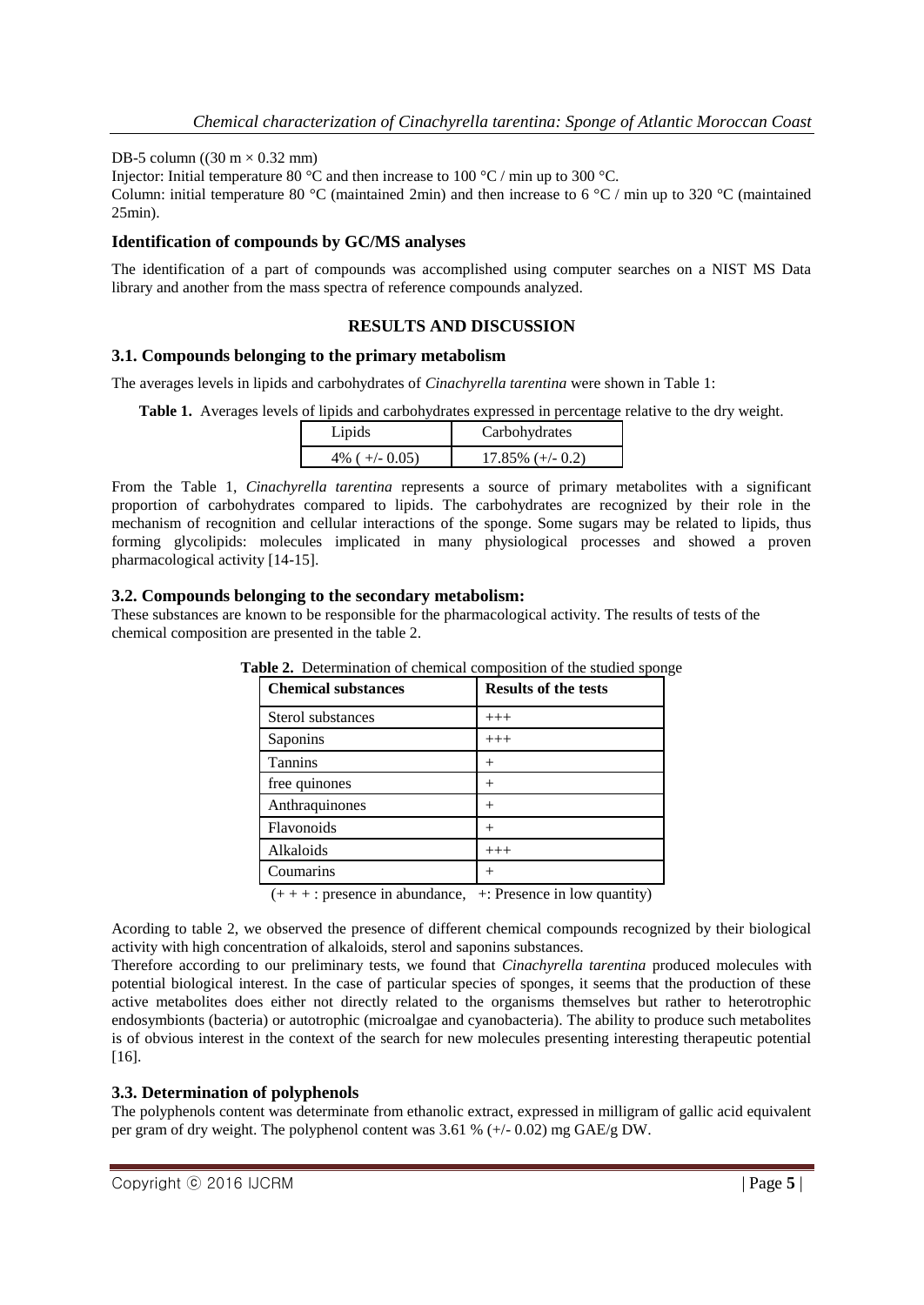DB-5 column ((30 m × 0.32 mm)

Injector: Initial temperature 80 °C and then increase to 100 °C / min up to 300 °C.

Column: initial temperature 80 °C (maintained 2min) and then increase to 6 °C / min up to 320 °C (maintained 25min).

### Identification of compounds by GC/MS analyses

The identification of a part of compounds was accomplished using computer searches on a NIST MS Data library and another from the mass spectra of reference compounds analyzed.

## RESULTS AND DISCUSSION

### 3.1. Compounds belonging to the primary metabolism

The averages levels in lipids and carbohydrates of *Cinachyrella tarentina* were shown in Table 1:

**Table 1.** Averages levels of lipids and carbohydrates expressed in percentage relative to the dry weight.

| Lipids | Carbohydrates |
|---|---|
| 4% ( +/- 0.05) | 17.85% (+/- 0.2) |

From the Table 1, *Cinachyrella tarentina* represents a source of primary metabolites with a significant proportion of carbohydrates compared to lipids. The carbohydrates are recognized by their role in the mechanism of recognition and cellular interactions of the sponge. Some sugars may be related to lipids, thus forming glycolipids: molecules implicated in many physiological processes and showed a proven pharmacological activity [14-15].

### 3.2. Compounds belonging to the secondary metabolism:

These substances are known to be responsible for the pharmacological activity. The results of tests of the chemical composition are presented in the table 2.

**Table 2.** Determination of chemical composition of the studied sponge

| **Chemical substances** | **Results of the tests** |
|---|---|
| Sterol substances | +++ |
| Saponins | +++ |
| Tannins | + |
| free quinones | + |
| Anthraquinones | + |
| Flavonoids | + |
| Alkaloids | +++ |
| Coumarins | + |

(+ + + : presence in abundance, +: Presence in low quantity)

Acording to table 2, we observed the presence of different chemical compounds recognized by their biological activity with high concentration of alkaloids, sterol and saponins substances.

Therefore according to our preliminary tests, we found that *Cinachyrella tarentina* produced molecules with potential biological interest. In the case of particular species of sponges, it seems that the production of these active metabolites does either not directly related to the organisms themselves but rather to heterotrophic endosymbionts (bacteria) or autotrophic (microalgae and cyanobacteria). The ability to produce such metabolites is of obvious interest in the context of the search for new molecules presenting interesting therapeutic potential [16].

### 3.3. Determination of polyphenols

The polyphenols content was determinate from ethanolic extract, expressed in milligram of gallic acid equivalent per gram of dry weight. The polyphenol content was 3.61 % (+/- 0.02) mg GAE/g DW.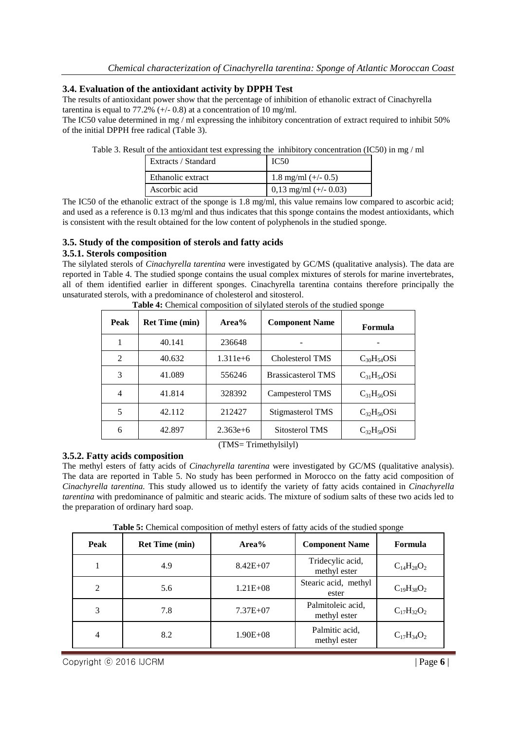### 3.4. Evaluation of the antioxidant activity by DPPH Test

The results of antioxidant power show that the percentage of inhibition of ethanolic extract of Cinachyrella tarentina is equal to 77.2% (+/- 0.8) at a concentration of 10 mg/ml.

The IC50 value determined in mg / ml expressing the inhibitory concentration of extract required to inhibit 50% of the initial DPPH free radical (Table 3).

Table 3. Result of the antioxidant test expressing the inhibitory concentration (IC50) in mg / ml

| Extracts / Standard | IC50 |
|---|---|
| Ethanolic extract | 1.8 mg/ml (+/- 0.5) |
| Ascorbic acid | 0,13 mg/ml (+/- 0.03) |

The IC50 of the ethanolic extract of the sponge is 1.8 mg/ml, this value remains low compared to ascorbic acid; and used as a reference is 0.13 mg/ml and thus indicates that this sponge contains the modest antioxidants, which is consistent with the result obtained for the low content of polyphenols in the studied sponge.

### 3.5. Study of the composition of sterols and fatty acids

#### 3.5.1. Sterols composition

The silylated sterols of *Cinachyrella tarentina* were investigated by GC/MS (qualitative analysis). The data are reported in Table 4. The studied sponge contains the usual complex mixtures of sterols for marine invertebrates, all of them identified earlier in different sponges. Cinachyrella tarentina contains therefore principally the unsaturated sterols, with a predominance of cholesterol and sitosterol.

**Table 4:** Chemical composition of silylated sterols of the studied sponge

| Peak | Ret Time (min) | Area% | Component Name | Formula |
|---|---|---|---|---|
| 1 | 40.141 | 236648 | - | - |
| 2 | 40.632 | 1.311e+6 | Cholesterol TMS | $C_{30}H_{54}OSi$ |
| 3 | 41.089 | 556246 | Brassicasterol TMS | $C_{31}H_{54}OSi$ |
| 4 | 41.814 | 328392 | Campesterol TMS | $C_{31}H_{56}OSi$ |
| 5 | 42.112 | 212427 | Stigmasterol TMS | $C_{32}H_{56}OSi$ |
| 6 | 42.897 | 2.363e+6 | Sitosterol TMS | $C_{32}H_{58}OSi$ |

(TMS= Trimethylsilyl)

#### 3.5.2. Fatty acids composition

The methyl esters of fatty acids of *Cinachyrella tarentina* were investigated by GC/MS (qualitative analysis). The data are reported in Table 5. No study has been performed in Morocco on the fatty acid composition of *Cinachyrella tarentina.* This study allowed us to identify the variety of fatty acids contained in *Cinachyrella tarentina* with predominance of palmitic and stearic acids. The mixture of sodium salts of these two acids led to the preparation of ordinary hard soap.

**Table 5:** Chemical composition of methyl esters of fatty acids of the studied sponge

| Peak | Ret Time (min) | Area% | Component Name | Formula |
|---|---|---|---|---|
| 1 | 4.9 | 8.42E+07 | Tridecylic acid, methyl ester | $C_{14}H_{28}O_2$ |
| 2 | 5.6 | 1.21E+08 | Stearic acid, methyl ester | $C_{19}H_{38}O_2$ |
| 3 | 7.8 | 7.37E+07 | Palmitoleic acid, methyl ester | $C_{17}H_{32}O_2$ |
| 4 | 8.2 | 1.90E+08 | Palmitic acid, methyl ester | $C_{17}H_{34}O_2$ |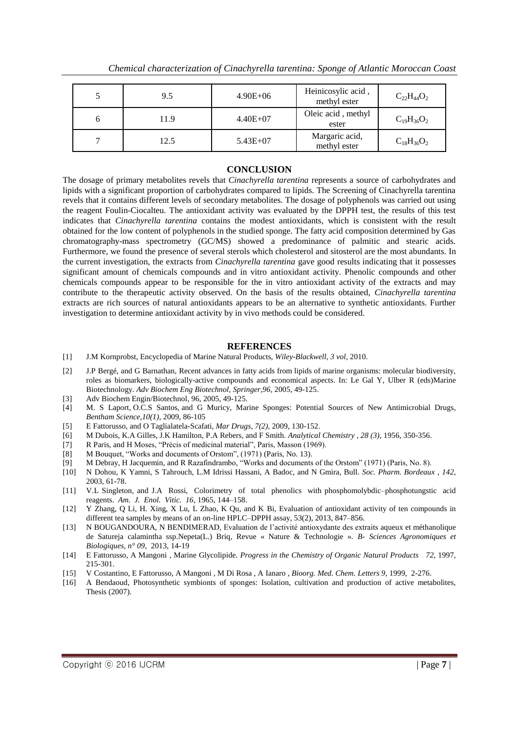| | | | | |
|---|---|---|---|---|
| 5 | 9.5 | 4.90E+06 | Heinicosylic acid , methyl ester | $C_{22}H_{44}O_2$ |
| 6 | 11.9 | 4.40E+07 | Oleic acid , methyl ester | $C_{19}H_{36}O_2$ |
| 7 | 12.5 | 5.43E+07 | Margaric acid, methyl ester | $C_{18}H_{36}O_2$ |

## CONCLUSION

The dosage of primary metabolites revels that *Cinachyrella tarentina* represents a source of carbohydrates and lipids with a significant proportion of carbohydrates compared to lipids. The Screening of Cinachyrella tarentina revels that it contains different levels of secondary metabolites. The dosage of polyphenols was carried out using the reagent Foulin-Ciocalteu. The antioxidant activity was evaluated by the DPPH test, the results of this test indicates that *Cinachyrella tarentina* contains the modest antioxidants, which is consistent with the result obtained for the low content of polyphenols in the studied sponge. The fatty acid composition determined by Gas chromatography-mass spectrometry (GC/MS) showed a predominance of palmitic and stearic acids. Furthermore, we found the presence of several sterols which cholesterol and sitosterol are the most abundants. In the current investigation, the extracts from *Cinachyrella tarentina* gave good results indicating that it possesses significant amount of chemicals compounds and in vitro antioxidant activity. Phenolic compounds and other chemicals compounds appear to be responsible for the in vitro antioxidant activity of the extracts and may contribute to the therapeutic activity observed. On the basis of the results obtained, *Cinachyrella tarentina* extracts are rich sources of natural antioxidants appears to be an alternative to synthetic antioxidants. Further investigation to determine antioxidant activity by in vivo methods could be considered.

## REFERENCES

[1] J.M Kornprobst, Encyclopedia of Marine Natural Products, *Wiley-Blackwell, 3 vol*, 2010.

[2] J.P Bergé, and G Barnathan, Recent advances in fatty acids from lipids of marine organisms: molecular biodiversity, roles as biomarkers, biologically-active compounds and economical aspects. In: Le Gal Y, Ulber R (eds)Marine Biotechnology. *Adv Biochem Eng Biotechnol, Springer,96*, 2005, 49-125.

[3] Adv Biochem Engin/Biotechnol, 96, 2005, 49-125.

[4] M. S Laport, O.C.S Santos, and G Muricy, Marine Sponges: Potential Sources of New Antimicrobial Drugs, *Bentham Science,10(1)*, 2009, 86-105

[5] E Fattorusso, and O Taglialatela-Scafati, *Mar Drugs, 7(2)*, 2009, 130-152.

[6] M Dubois, K.A Gilles, J.K Hamilton, P.A Rebers, and F Smith. *Analytical Chemistry , 28 (3)*, 1956, 350-356.

[7] R Paris, and H Moses, "Précis of medicinal material", Paris, Masson (1969).

[8] M Bouquet, "Works and documents of Orstom", (1971) (Paris, No. 13).

[9] M Debray, H Jacquemin, and R Razafindrambo, "Works and documents of the Orstom" (1971) (Paris, No. 8).

[10] N Dohou, K Yamni, S Tahrouch, L.M Idrissi Hassani, A Badoc, and N Gmira, Bull. *Soc. Pharm. Bordeaux , 142*, 2003, 61-78.

[11] V.L Singleton, and J.A Rossi, Colorimetry of total phenolics with phosphomolybdic–phosphotungstic acid reagents. *Am. J. Enol. Vitic. 16*, 1965, 144–158.

[12] Y Zhang, Q Li, H. Xing, X Lu, L Zhao, K Qu, and K Bi, Evaluation of antioxidant activity of ten compounds in different tea samples by means of an on-line HPLC–DPPH assay, 53(2), 2013, 847–856.

[13] N BOUGANDOURA, N BENDIMERAD, Evaluation de l'activité antioxydante des extraits aqueux et méthanolique de Satureja calamintha ssp.Nepeta(L.) Briq, Revue « Nature & Technologie ». *B- Sciences Agronomiques et Biologiques, n° 09*, 2013, 14-19

[14] E Fattorusso, A Mangoni , Marine Glycolipide. *Progress in the Chemistry of Organic Natural Products 72*, 1997, 215-301.

[15] V Costantino, E Fattorusso, A Mangoni , M Di Rosa , A Ianaro , *Bioorg. Med. Chem. Letters 9*, 1999, 2-276.

[16] A Bendaoud, Photosynthetic symbionts of sponges: Isolation, cultivation and production of active metabolites, Thesis (2007).